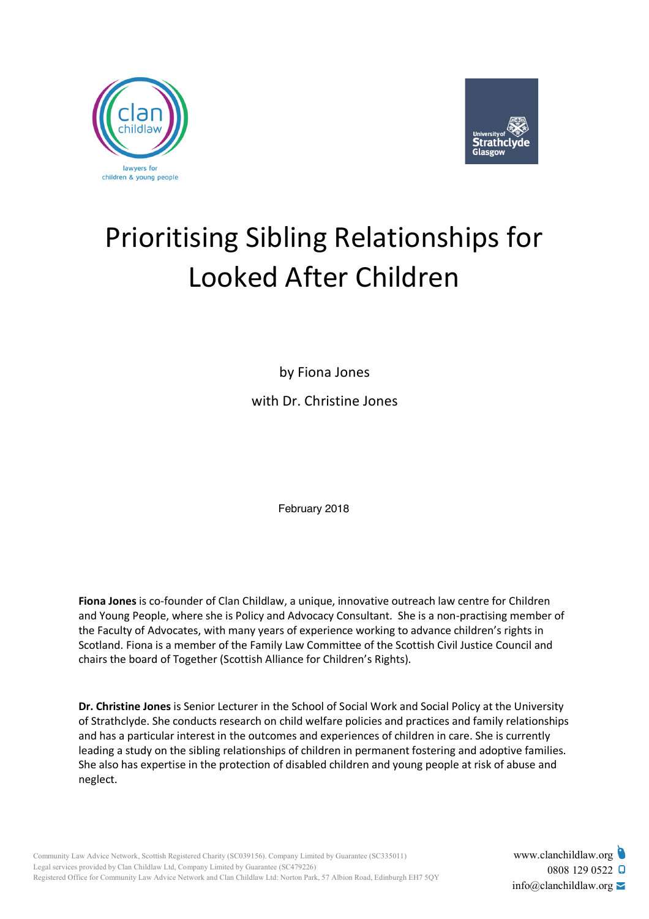# Prioritising Sibling Relationships for Looked After Children

by Fiona Jones

with Dr. Christine Jones

February 2018

**Fiona Jones** is co-founder of Clan Childlaw, a unique, innovative outreach law centre for Children and Young People, where she is Policy and Advocacy Consultant. She is a non-practising member of the Faculty of Advocates, with many years of experience working to advance children's rights in Scotland. Fiona is a member of the Family Law Committee of the Scottish Civil Justice Council and chairs the board of Together (Scottish Alliance for Children's Rights).

**Dr. Christine Jones** is Senior Lecturer in the School of Social Work and Social Policy at the University of Strathclyde. She conducts research on child welfare policies and practices and family relationships and has a particular interest in the outcomes and experiences of children in care. She is currently leading a study on the sibling relationships of children in permanent fostering and adoptive families. She also has expertise in the protection of disabled children and young people at risk of abuse and neglect.

Community Law Advice Network, Scottish Registered Charity (SC039156). Company Limited by Guarantee (SC335011)
Legal services provided by Clan Childlaw Ltd, Company Limited by Guarantee (SC479226)
Registered Office for Community Law Advice Network and Clan Childlaw Ltd: Norton Park, 57 Albion Road, Edinburgh EH7 5QY

www.clanchildlaw.org
0808 129 0522
info@clanchildlaw.org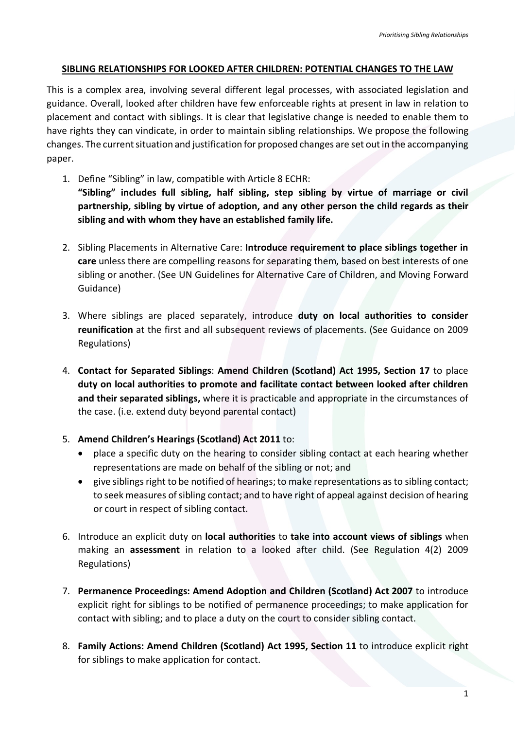## SIBLING RELATIONSHIPS FOR LOOKED AFTER CHILDREN: POTENTIAL CHANGES TO THE LAW

This is a complex area, involving several different legal processes, with associated legislation and guidance. Overall, looked after children have few enforceable rights at present in law in relation to placement and contact with siblings. It is clear that legislative change is needed to enable them to have rights they can vindicate, in order to maintain sibling relationships. We propose the following changes. The current situation and justification for proposed changes are set out in the accompanying paper.

1. Define "Sibling" in law, compatible with Article 8 ECHR:
   **"Sibling" includes full sibling, half sibling, step sibling by virtue of marriage or civil partnership, sibling by virtue of adoption, and any other person the child regards as their sibling and with whom they have an established family life.**

2. Sibling Placements in Alternative Care: **Introduce requirement to place siblings together in care** unless there are compelling reasons for separating them, based on best interests of one sibling or another. (See UN Guidelines for Alternative Care of Children, and Moving Forward Guidance)

3. Where siblings are placed separately, introduce **duty on local authorities to consider reunification** at the first and all subsequent reviews of placements. (See Guidance on 2009 Regulations)

4. **Contact for Separated Siblings**: **Amend Children (Scotland) Act 1995, Section 17** to place **duty on local authorities to promote and facilitate contact between looked after children and their separated siblings,** where it is practicable and appropriate in the circumstances of the case. (i.e. extend duty beyond parental contact)

5. **Amend Children's Hearings (Scotland) Act 2011** to:
   - place a specific duty on the hearing to consider sibling contact at each hearing whether representations are made on behalf of the sibling or not; and
   - give siblings right to be notified of hearings; to make representations as to sibling contact; to seek measures of sibling contact; and to have right of appeal against decision of hearing or court in respect of sibling contact.

6. Introduce an explicit duty on **local authorities** to **take into account views of siblings** when making an **assessment** in relation to a looked after child. (See Regulation 4(2) 2009 Regulations)

7. **Permanence Proceedings: Amend Adoption and Children (Scotland) Act 2007** to introduce explicit right for siblings to be notified of permanence proceedings; to make application for contact with sibling; and to place a duty on the court to consider sibling contact.

8. **Family Actions: Amend Children (Scotland) Act 1995, Section 11** to introduce explicit right for siblings to make application for contact.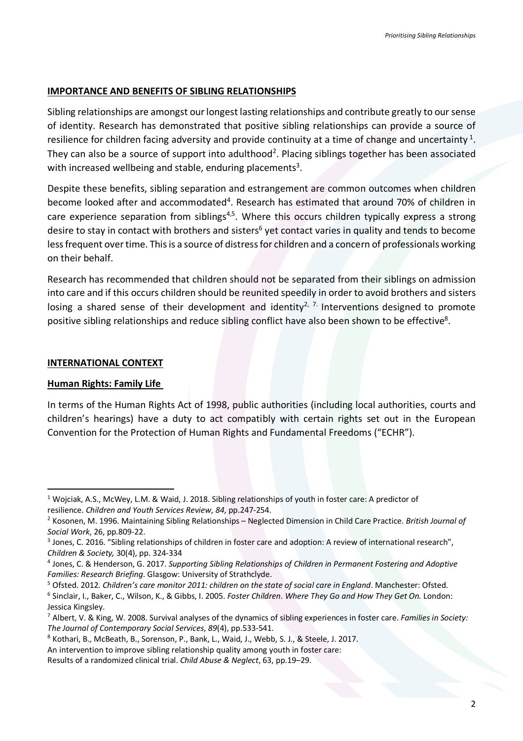## IMPORTANCE AND BENEFITS OF SIBLING RELATIONSHIPS

Sibling relationships are amongst our longest lasting relationships and contribute greatly to our sense of identity. Research has demonstrated that positive sibling relationships can provide a source of resilience for children facing adversity and provide continuity at a time of change and uncertainty [1]. They can also be a source of support into adulthood[2]. Placing siblings together has been associated with increased wellbeing and stable, enduring placements[3].

Despite these benefits, sibling separation and estrangement are common outcomes when children become looked after and accommodated[4]. Research has estimated that around 70% of children in care experience separation from siblings[4,5]. Where this occurs children typically express a strong desire to stay in contact with brothers and sisters[6] yet contact varies in quality and tends to become less frequent over time. This is a source of distress for children and a concern of professionals working on their behalf.

Research has recommended that children should not be separated from their siblings on admission into care and if this occurs children should be reunited speedily in order to avoid brothers and sisters losing a shared sense of their development and identity[2, 7.] Interventions designed to promote positive sibling relationships and reduce sibling conflict have also been shown to be effective[8].

## INTERNATIONAL CONTEXT

### Human Rights: Family Life

In terms of the Human Rights Act of 1998, public authorities (including local authorities, courts and children's hearings) have a duty to act compatibly with certain rights set out in the European Convention for the Protection of Human Rights and Fundamental Freedoms ("ECHR").

---

[1] Wojciak, A.S., McWey, L.M. & Waid, J. 2018. Sibling relationships of youth in foster care: A predictor of resilience. *Children and Youth Services Review*, *84*, pp.247-254.

[2] Kosonen, M. 1996. Maintaining Sibling Relationships – Neglected Dimension in Child Care Practice. *British Journal of Social Work*, 26, pp.809-22.

[3] Jones, C. 2016. "Sibling relationships of children in foster care and adoption: A review of international research", *Children & Society,* 30(4), pp. 324-334

[4] Jones, C. & Henderson, G. 2017. *Supporting Sibling Relationships of Children in Permanent Fostering and Adoptive Families: Research Briefing*. Glasgow: University of Strathclyde.

[5] Ofsted. 2012. *Children's care monitor 2011: children on the state of social care in England*. Manchester: Ofsted.

[6] Sinclair, I., Baker, C., Wilson, K., & Gibbs, I. 2005. *Foster Children. Where They Go and How They Get On.* London: Jessica Kingsley.

[7] Albert, V. & King, W. 2008. Survival analyses of the dynamics of sibling experiences in foster care. *Families in Society: The Journal of Contemporary Social Services*, *89*(4), pp.533-541.

[8] Kothari, B., McBeath, B., Sorenson, P., Bank, L., Waid, J., Webb, S. J., & Steele, J. 2017.
An intervention to improve sibling relationship quality among youth in foster care:
Results of a randomized clinical trial. *Child Abuse & Neglect*, 63, pp.19–29.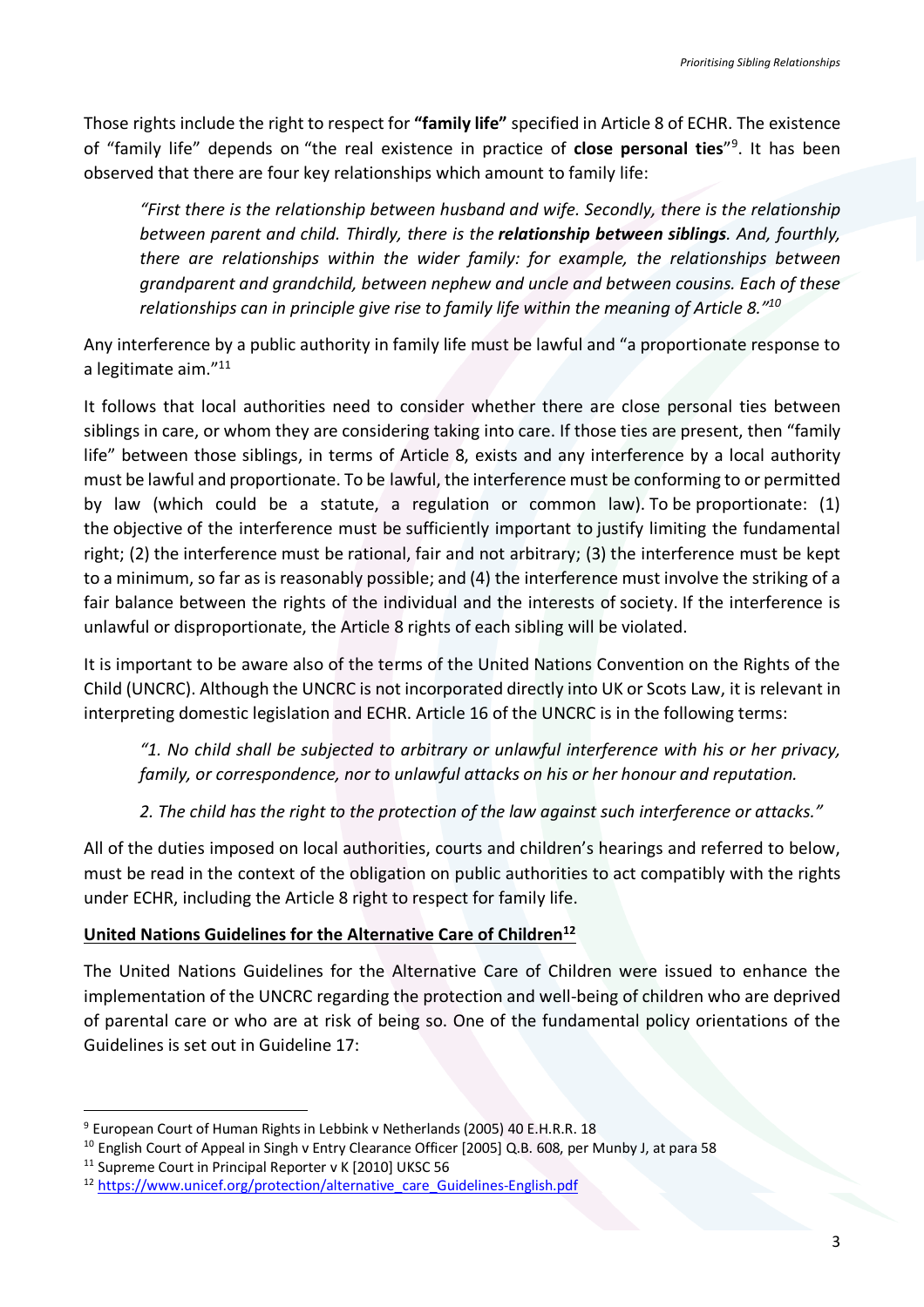Those rights include the right to respect for **"family life"** specified in Article 8 of ECHR. The existence of "family life" depends on "the real existence in practice of **close personal ties**"[9]. It has been observed that there are four key relationships which amount to family life:

> *"First there is the relationship between husband and wife. Secondly, there is the relationship between parent and child. Thirdly, there is the **relationship between siblings**. And, fourthly, there are relationships within the wider family: for example, the relationships between grandparent and grandchild, between nephew and uncle and between cousins. Each of these relationships can in principle give rise to family life within the meaning of Article 8."*[10]

Any interference by a public authority in family life must be lawful and "a proportionate response to a legitimate aim."[11]

It follows that local authorities need to consider whether there are close personal ties between siblings in care, or whom they are considering taking into care. If those ties are present, then "family life" between those siblings, in terms of Article 8, exists and any interference by a local authority must be lawful and proportionate. To be lawful, the interference must be conforming to or permitted by law (which could be a statute, a regulation or common law). To be proportionate: (1) the objective of the interference must be sufficiently important to justify limiting the fundamental right; (2) the interference must be rational, fair and not arbitrary; (3) the interference must be kept to a minimum, so far as is reasonably possible; and (4) the interference must involve the striking of a fair balance between the rights of the individual and the interests of society. If the interference is unlawful or disproportionate, the Article 8 rights of each sibling will be violated.

It is important to be aware also of the terms of the United Nations Convention on the Rights of the Child (UNCRC). Although the UNCRC is not incorporated directly into UK or Scots Law, it is relevant in interpreting domestic legislation and ECHR. Article 16 of the UNCRC is in the following terms:

> *"1. No child shall be subjected to arbitrary or unlawful interference with his or her privacy, family, or correspondence, nor to unlawful attacks on his or her honour and reputation.*
>
> *2. The child has the right to the protection of the law against such interference or attacks."*

All of the duties imposed on local authorities, courts and children's hearings and referred to below, must be read in the context of the obligation on public authorities to act compatibly with the rights under ECHR, including the Article 8 right to respect for family life.

**United Nations Guidelines for the Alternative Care of Children**[12]

The United Nations Guidelines for the Alternative Care of Children were issued to enhance the implementation of the UNCRC regarding the protection and well-being of children who are deprived of parental care or who are at risk of being so. One of the fundamental policy orientations of the Guidelines is set out in Guideline 17:

---

[9] European Court of Human Rights in Lebbink v Netherlands (2005) 40 E.H.R.R. 18

[10] English Court of Appeal in Singh v Entry Clearance Officer [2005] Q.B. 608, per Munby J, at para 58

[11] Supreme Court in Principal Reporter v K [2010] UKSC 56

[12] https://www.unicef.org/protection/alternative_care_Guidelines-English.pdf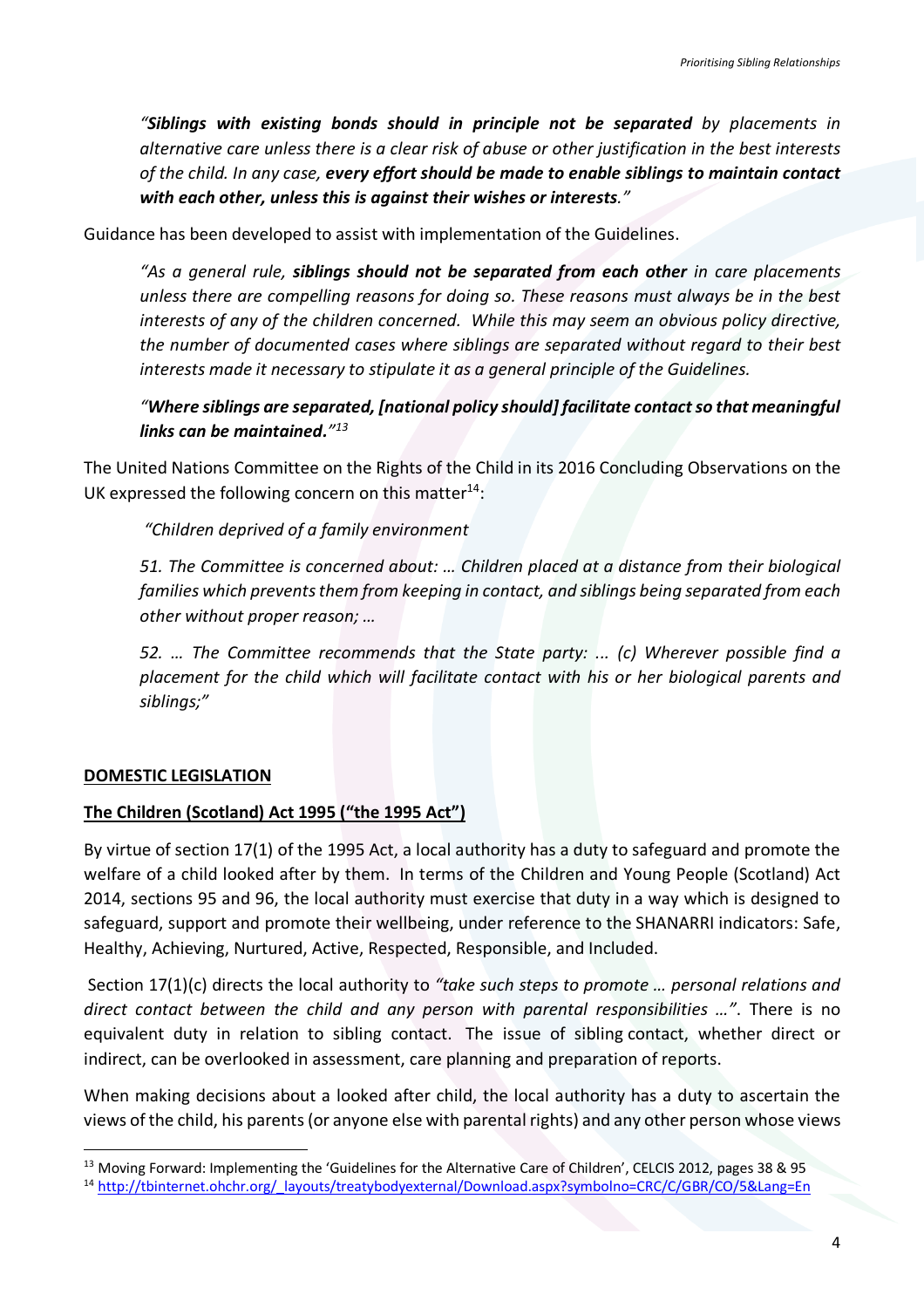> *"**Siblings with existing bonds should in principle not be separated** by placements in alternative care unless there is a clear risk of abuse or other justification in the best interests of the child. In any case, **every effort should be made to enable siblings to maintain contact with each other, unless this is against their wishes or interests**."*

Guidance has been developed to assist with implementation of the Guidelines.

> *"As a general rule, **siblings should not be separated from each other** in care placements unless there are compelling reasons for doing so. These reasons must always be in the best interests of any of the children concerned. While this may seem an obvious policy directive, the number of documented cases where siblings are separated without regard to their best interests made it necessary to stipulate it as a general principle of the Guidelines.*
>
> *"**Where siblings are separated, [national policy should] facilitate contact so that meaningful links can be maintained.**"*[13]

The United Nations Committee on the Rights of the Child in its 2016 Concluding Observations on the UK expressed the following concern on this matter[14]:

> *"Children deprived of a family environment*
>
> *51. The Committee is concerned about: … Children placed at a distance from their biological families which prevents them from keeping in contact, and siblings being separated from each other without proper reason; …*
>
> *52. … The Committee recommends that the State party: ... (c) Wherever possible find a placement for the child which will facilitate contact with his or her biological parents and siblings;"*

## DOMESTIC LEGISLATION

### The Children (Scotland) Act 1995 ("the 1995 Act")

By virtue of section 17(1) of the 1995 Act, a local authority has a duty to safeguard and promote the welfare of a child looked after by them. In terms of the Children and Young People (Scotland) Act 2014, sections 95 and 96, the local authority must exercise that duty in a way which is designed to safeguard, support and promote their wellbeing, under reference to the SHANARRI indicators: Safe, Healthy, Achieving, Nurtured, Active, Respected, Responsible, and Included.

Section 17(1)(c) directs the local authority to *"take such steps to promote … personal relations and direct contact between the child and any person with parental responsibilities …"*. There is no equivalent duty in relation to sibling contact. The issue of sibling contact, whether direct or indirect, can be overlooked in assessment, care planning and preparation of reports.

When making decisions about a looked after child, the local authority has a duty to ascertain the views of the child, his parents (or anyone else with parental rights) and any other person whose views

---

[13] Moving Forward: Implementing the 'Guidelines for the Alternative Care of Children', CELCIS 2012, pages 38 & 95

[14] http://tbinternet.ohchr.org/_layouts/treatybodyexternal/Download.aspx?symbolno=CRC/C/GBR/CO/5&Lang=En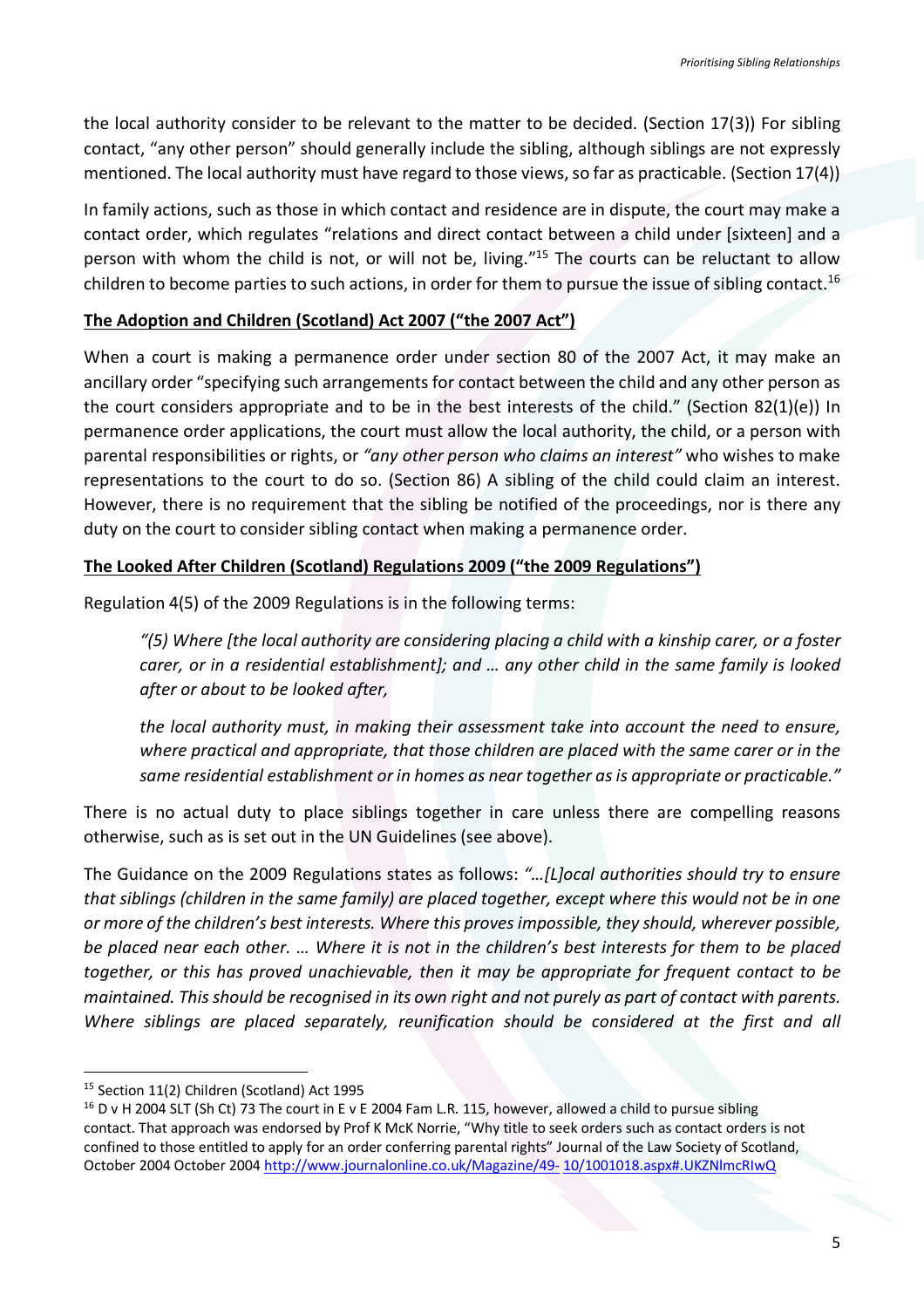the local authority consider to be relevant to the matter to be decided. (Section 17(3)) For sibling contact, "any other person" should generally include the sibling, although siblings are not expressly mentioned. The local authority must have regard to those views, so far as practicable. (Section 17(4))

In family actions, such as those in which contact and residence are in dispute, the court may make a contact order, which regulates "relations and direct contact between a child under [sixteen] and a person with whom the child is not, or will not be, living."[15] The courts can be reluctant to allow children to become parties to such actions, in order for them to pursue the issue of sibling contact.[16]

**The Adoption and Children (Scotland) Act 2007 ("the 2007 Act")**

When a court is making a permanence order under section 80 of the 2007 Act, it may make an ancillary order "specifying such arrangements for contact between the child and any other person as the court considers appropriate and to be in the best interests of the child." (Section 82(1)(e)) In permanence order applications, the court must allow the local authority, the child, or a person with parental responsibilities or rights, or *"any other person who claims an interest"* who wishes to make representations to the court to do so. (Section 86) A sibling of the child could claim an interest. However, there is no requirement that the sibling be notified of the proceedings, nor is there any duty on the court to consider sibling contact when making a permanence order.

**The Looked After Children (Scotland) Regulations 2009 ("the 2009 Regulations")**

Regulation 4(5) of the 2009 Regulations is in the following terms:

> *"(5) Where [the local authority are considering placing a child with a kinship carer, or a foster carer, or in a residential establishment]; and … any other child in the same family is looked after or about to be looked after,*
>
> *the local authority must, in making their assessment take into account the need to ensure, where practical and appropriate, that those children are placed with the same carer or in the same residential establishment or in homes as near together as is appropriate or practicable."*

There is no actual duty to place siblings together in care unless there are compelling reasons otherwise, such as is set out in the UN Guidelines (see above).

The Guidance on the 2009 Regulations states as follows: *"…[L]ocal authorities should try to ensure that siblings (children in the same family) are placed together, except where this would not be in one or more of the children's best interests. Where this proves impossible, they should, wherever possible, be placed near each other. … Where it is not in the children's best interests for them to be placed together, or this has proved unachievable, then it may be appropriate for frequent contact to be maintained. This should be recognised in its own right and not purely as part of contact with parents. Where siblings are placed separately, reunification should be considered at the first and all*

---

[15] Section 11(2) Children (Scotland) Act 1995

[16] D v H 2004 SLT (Sh Ct) 73 The court in E v E 2004 Fam L.R. 115, however, allowed a child to pursue sibling contact. That approach was endorsed by Prof K McK Norrie, "Why title to seek orders such as contact orders is not confined to those entitled to apply for an order conferring parental rights" Journal of the Law Society of Scotland, October 2004 October 2004 http://www.journalonline.co.uk/Magazine/49- 10/1001018.aspx#.UKZNlmcRIwQ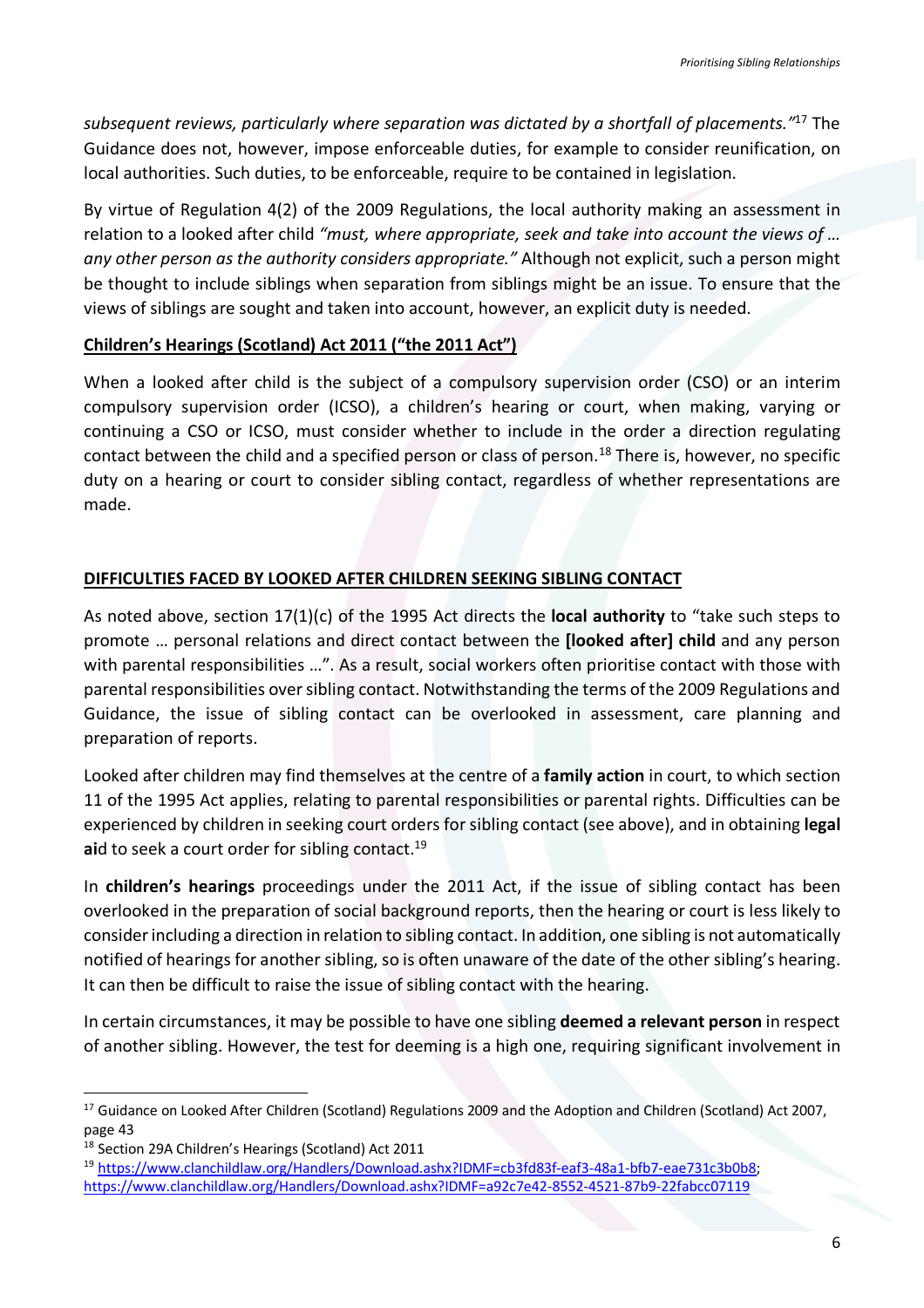*subsequent reviews, particularly where separation was dictated by a shortfall of placements."*[17] The Guidance does not, however, impose enforceable duties, for example to consider reunification, on local authorities. Such duties, to be enforceable, require to be contained in legislation.

By virtue of Regulation 4(2) of the 2009 Regulations, the local authority making an assessment in relation to a looked after child *"must, where appropriate, seek and take into account the views of … any other person as the authority considers appropriate."* Although not explicit, such a person might be thought to include siblings when separation from siblings might be an issue. To ensure that the views of siblings are sought and taken into account, however, an explicit duty is needed.

**Children's Hearings (Scotland) Act 2011 ("the 2011 Act")**

When a looked after child is the subject of a compulsory supervision order (CSO) or an interim compulsory supervision order (ICSO), a children's hearing or court, when making, varying or continuing a CSO or ICSO, must consider whether to include in the order a direction regulating contact between the child and a specified person or class of person.[18] There is, however, no specific duty on a hearing or court to consider sibling contact, regardless of whether representations are made.

## DIFFICULTIES FACED BY LOOKED AFTER CHILDREN SEEKING SIBLING CONTACT

As noted above, section 17(1)(c) of the 1995 Act directs the **local authority** to "take such steps to promote … personal relations and direct contact between the **[looked after] child** and any person with parental responsibilities …". As a result, social workers often prioritise contact with those with parental responsibilities over sibling contact. Notwithstanding the terms of the 2009 Regulations and Guidance, the issue of sibling contact can be overlooked in assessment, care planning and preparation of reports.

Looked after children may find themselves at the centre of a **family action** in court, to which section 11 of the 1995 Act applies, relating to parental responsibilities or parental rights. Difficulties can be experienced by children in seeking court orders for sibling contact (see above), and in obtaining **legal aid** to seek a court order for sibling contact.[19]

In **children's hearings** proceedings under the 2011 Act, if the issue of sibling contact has been overlooked in the preparation of social background reports, then the hearing or court is less likely to consider including a direction in relation to sibling contact. In addition, one sibling is not automatically notified of hearings for another sibling, so is often unaware of the date of the other sibling's hearing. It can then be difficult to raise the issue of sibling contact with the hearing.

In certain circumstances, it may be possible to have one sibling **deemed a relevant person** in respect of another sibling. However, the test for deeming is a high one, requiring significant involvement in

---

[17] Guidance on Looked After Children (Scotland) Regulations 2009 and the Adoption and Children (Scotland) Act 2007, page 43

[18] Section 29A Children's Hearings (Scotland) Act 2011

[19] https://www.clanchildlaw.org/Handlers/Download.ashx?IDMF=cb3fd83f-eaf3-48a1-bfb7-eae731c3b0b8; https://www.clanchildlaw.org/Handlers/Download.ashx?IDMF=a92c7e42-8552-4521-87b9-22fabcc07119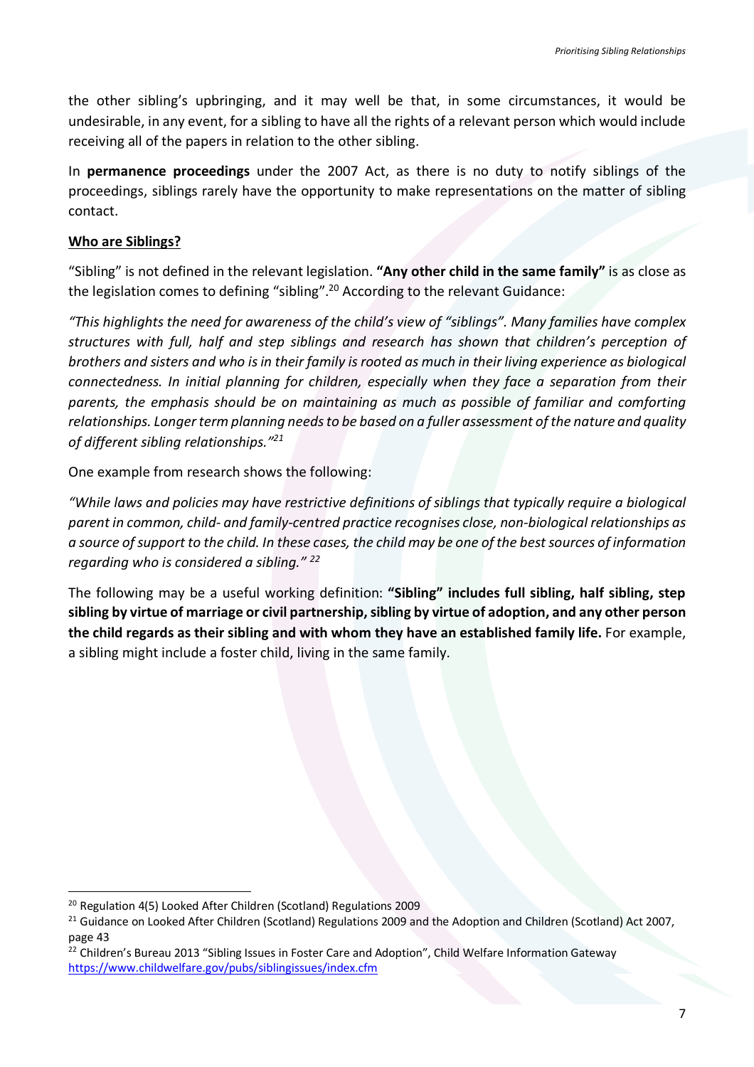the other sibling's upbringing, and it may well be that, in some circumstances, it would be undesirable, in any event, for a sibling to have all the rights of a relevant person which would include receiving all of the papers in relation to the other sibling.

In **permanence proceedings** under the 2007 Act, as there is no duty to notify siblings of the proceedings, siblings rarely have the opportunity to make representations on the matter of sibling contact.

**Who are Siblings?**

"Sibling" is not defined in the relevant legislation. **"Any other child in the same family"** is as close as the legislation comes to defining "sibling".[20] According to the relevant Guidance:

*"This highlights the need for awareness of the child's view of "siblings". Many families have complex structures with full, half and step siblings and research has shown that children's perception of brothers and sisters and who is in their family is rooted as much in their living experience as biological connectedness. In initial planning for children, especially when they face a separation from their parents, the emphasis should be on maintaining as much as possible of familiar and comforting relationships. Longer term planning needs to be based on a fuller assessment of the nature and quality of different sibling relationships."*[21]

One example from research shows the following:

*"While laws and policies may have restrictive definitions of siblings that typically require a biological parent in common, child- and family-centred practice recognises close, non-biological relationships as a source of support to the child. In these cases, the child may be one of the best sources of information regarding who is considered a sibling."* [22]

The following may be a useful working definition: **"Sibling" includes full sibling, half sibling, step sibling by virtue of marriage or civil partnership, sibling by virtue of adoption, and any other person the child regards as their sibling and with whom they have an established family life.** For example, a sibling might include a foster child, living in the same family.

---

[20] Regulation 4(5) Looked After Children (Scotland) Regulations 2009

[21] Guidance on Looked After Children (Scotland) Regulations 2009 and the Adoption and Children (Scotland) Act 2007, page 43

[22] Children's Bureau 2013 "Sibling Issues in Foster Care and Adoption", Child Welfare Information Gateway https://www.childwelfare.gov/pubs/siblingissues/index.cfm